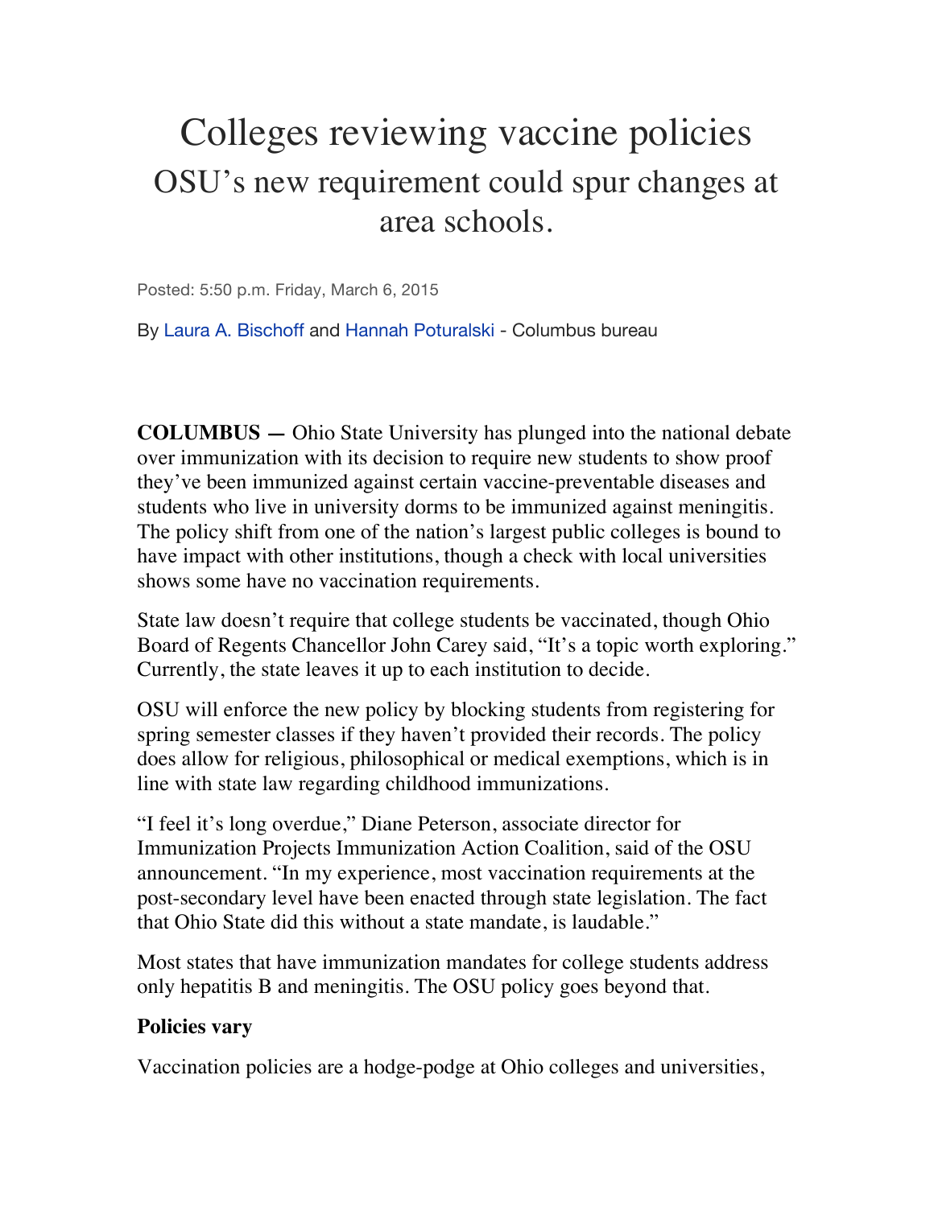# Colleges reviewing vaccine policies

## OSU's new requirement could spur changes at area schools.

Posted: 5:50 p.m. Friday, March 6, 2015

By Laura A. Bischoff and Hannah Poturalski - Columbus bureau

**COLUMBUS —** Ohio State University has plunged into the national debate over immunization with its decision to require new students to show proof they've been immunized against certain vaccine-preventable diseases and students who live in university dorms to be immunized against meningitis. The policy shift from one of the nation's largest public colleges is bound to have impact with other institutions, though a check with local universities shows some have no vaccination requirements.

State law doesn't require that college students be vaccinated, though Ohio Board of Regents Chancellor John Carey said, "It's a topic worth exploring." Currently, the state leaves it up to each institution to decide.

OSU will enforce the new policy by blocking students from registering for spring semester classes if they haven't provided their records. The policy does allow for religious, philosophical or medical exemptions, which is in line with state law regarding childhood immunizations.

"I feel it's long overdue," Diane Peterson, associate director for Immunization Projects Immunization Action Coalition, said of the OSU announcement. "In my experience, most vaccination requirements at the post-secondary level have been enacted through state legislation. The fact that Ohio State did this without a state mandate, is laudable."

Most states that have immunization mandates for college students address only hepatitis B and meningitis. The OSU policy goes beyond that.

**Policies vary**

Vaccination policies are a hodge-podge at Ohio colleges and universities,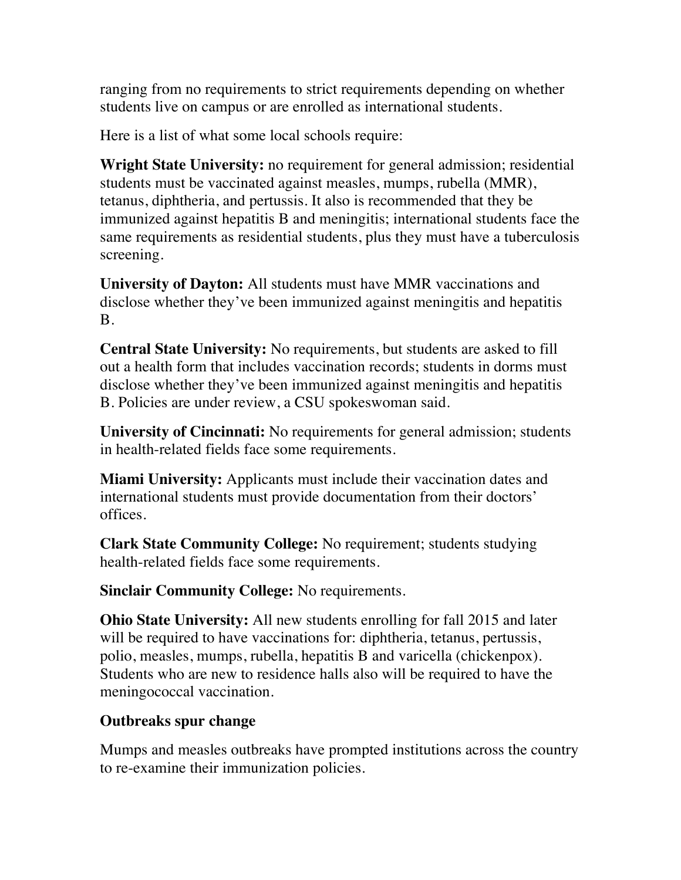ranging from no requirements to strict requirements depending on whether students live on campus or are enrolled as international students.

Here is a list of what some local schools require:

**Wright State University:** no requirement for general admission; residential students must be vaccinated against measles, mumps, rubella (MMR), tetanus, diphtheria, and pertussis. It also is recommended that they be immunized against hepatitis B and meningitis; international students face the same requirements as residential students, plus they must have a tuberculosis screening.

**University of Dayton:** All students must have MMR vaccinations and disclose whether they've been immunized against meningitis and hepatitis B.

**Central State University:** No requirements, but students are asked to fill out a health form that includes vaccination records; students in dorms must disclose whether they've been immunized against meningitis and hepatitis B. Policies are under review, a CSU spokeswoman said.

**University of Cincinnati:** No requirements for general admission; students in health-related fields face some requirements.

**Miami University:** Applicants must include their vaccination dates and international students must provide documentation from their doctors' offices.

**Clark State Community College:** No requirement; students studying health-related fields face some requirements.

**Sinclair Community College:** No requirements.

**Ohio State University:** All new students enrolling for fall 2015 and later will be required to have vaccinations for: diphtheria, tetanus, pertussis, polio, measles, mumps, rubella, hepatitis B and varicella (chickenpox). Students who are new to residence halls also will be required to have the meningococcal vaccination.

### Outbreaks spur change

Mumps and measles outbreaks have prompted institutions across the country to re-examine their immunization policies.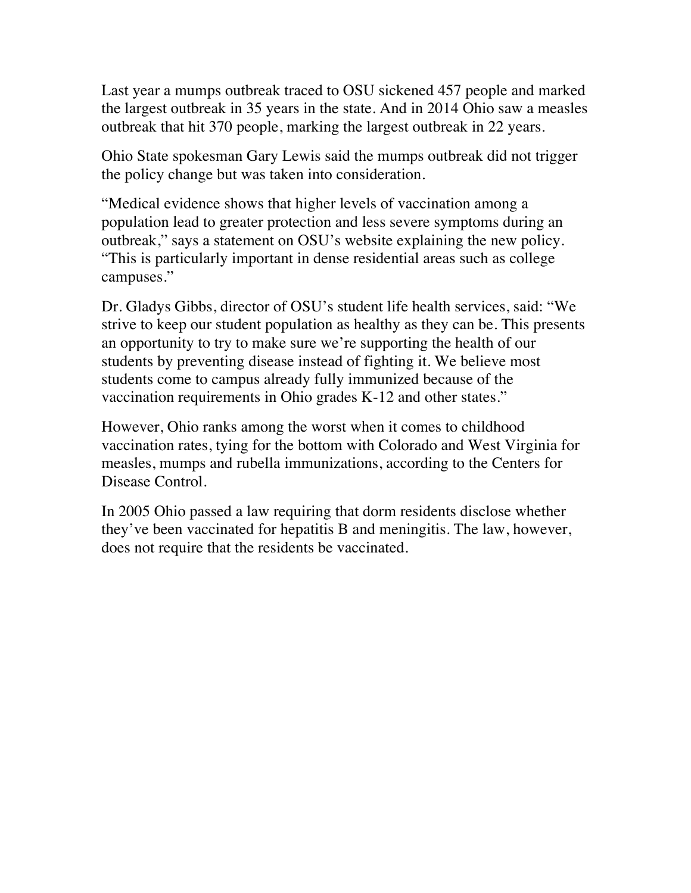Last year a mumps outbreak traced to OSU sickened 457 people and marked the largest outbreak in 35 years in the state. And in 2014 Ohio saw a measles outbreak that hit 370 people, marking the largest outbreak in 22 years.

Ohio State spokesman Gary Lewis said the mumps outbreak did not trigger the policy change but was taken into consideration.

"Medical evidence shows that higher levels of vaccination among a population lead to greater protection and less severe symptoms during an outbreak," says a statement on OSU's website explaining the new policy. "This is particularly important in dense residential areas such as college campuses."

Dr. Gladys Gibbs, director of OSU's student life health services, said: "We strive to keep our student population as healthy as they can be. This presents an opportunity to try to make sure we're supporting the health of our students by preventing disease instead of fighting it. We believe most students come to campus already fully immunized because of the vaccination requirements in Ohio grades K-12 and other states."

However, Ohio ranks among the worst when it comes to childhood vaccination rates, tying for the bottom with Colorado and West Virginia for measles, mumps and rubella immunizations, according to the Centers for Disease Control.

In 2005 Ohio passed a law requiring that dorm residents disclose whether they've been vaccinated for hepatitis B and meningitis. The law, however, does not require that the residents be vaccinated.